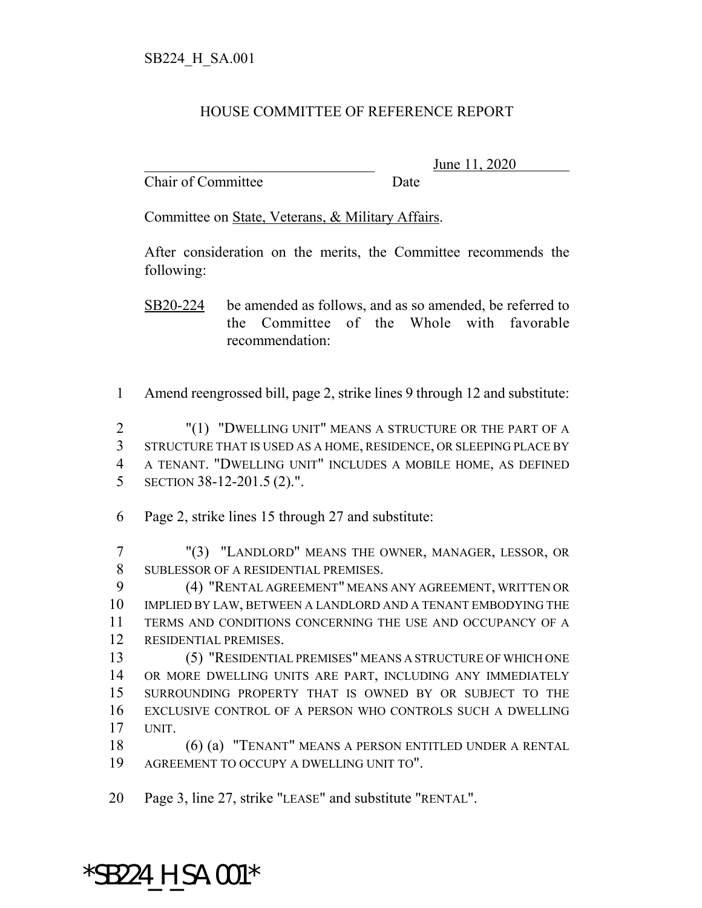SB224_H_SA.001

# HOUSE COMMITTEE OF REFERENCE REPORT

________________________________ June 11, 2020

Chair of Committee Date

Committee on State, Veterans, & Military Affairs.

After consideration on the merits, the Committee recommends the following:

SB20-224 be amended as follows, and as so amended, be referred to the Committee of the Whole with favorable recommendation:

1 Amend reengrossed bill, page 2, strike lines 9 through 12 and substitute:

2 "(1) "DWELLING UNIT" MEANS A STRUCTURE OR THE PART OF A
3 STRUCTURE THAT IS USED AS A HOME, RESIDENCE, OR SLEEPING PLACE BY
4 A TENANT. "DWELLING UNIT" INCLUDES A MOBILE HOME, AS DEFINED
5 SECTION 38-12-201.5 (2).".

6 Page 2, strike lines 15 through 27 and substitute:

7 "(3) "LANDLORD" MEANS THE OWNER, MANAGER, LESSOR, OR
8 SUBLESSOR OF A RESIDENTIAL PREMISES.
9 (4) "RENTAL AGREEMENT" MEANS ANY AGREEMENT, WRITTEN OR
10 IMPLIED BY LAW, BETWEEN A LANDLORD AND A TENANT EMBODYING THE
11 TERMS AND CONDITIONS CONCERNING THE USE AND OCCUPANCY OF A
12 RESIDENTIAL PREMISES.
13 (5) "RESIDENTIAL PREMISES" MEANS A STRUCTURE OF WHICH ONE
14 OR MORE DWELLING UNITS ARE PART, INCLUDING ANY IMMEDIATELY
15 SURROUNDING PROPERTY THAT IS OWNED BY OR SUBJECT TO THE
16 EXCLUSIVE CONTROL OF A PERSON WHO CONTROLS SUCH A DWELLING
17 UNIT.
18 (6) (a) "TENANT" MEANS A PERSON ENTITLED UNDER A RENTAL
19 AGREEMENT TO OCCUPY A DWELLING UNIT TO".

20 Page 3, line 27, strike "LEASE" and substitute "RENTAL".

*SB224_H_SA.001*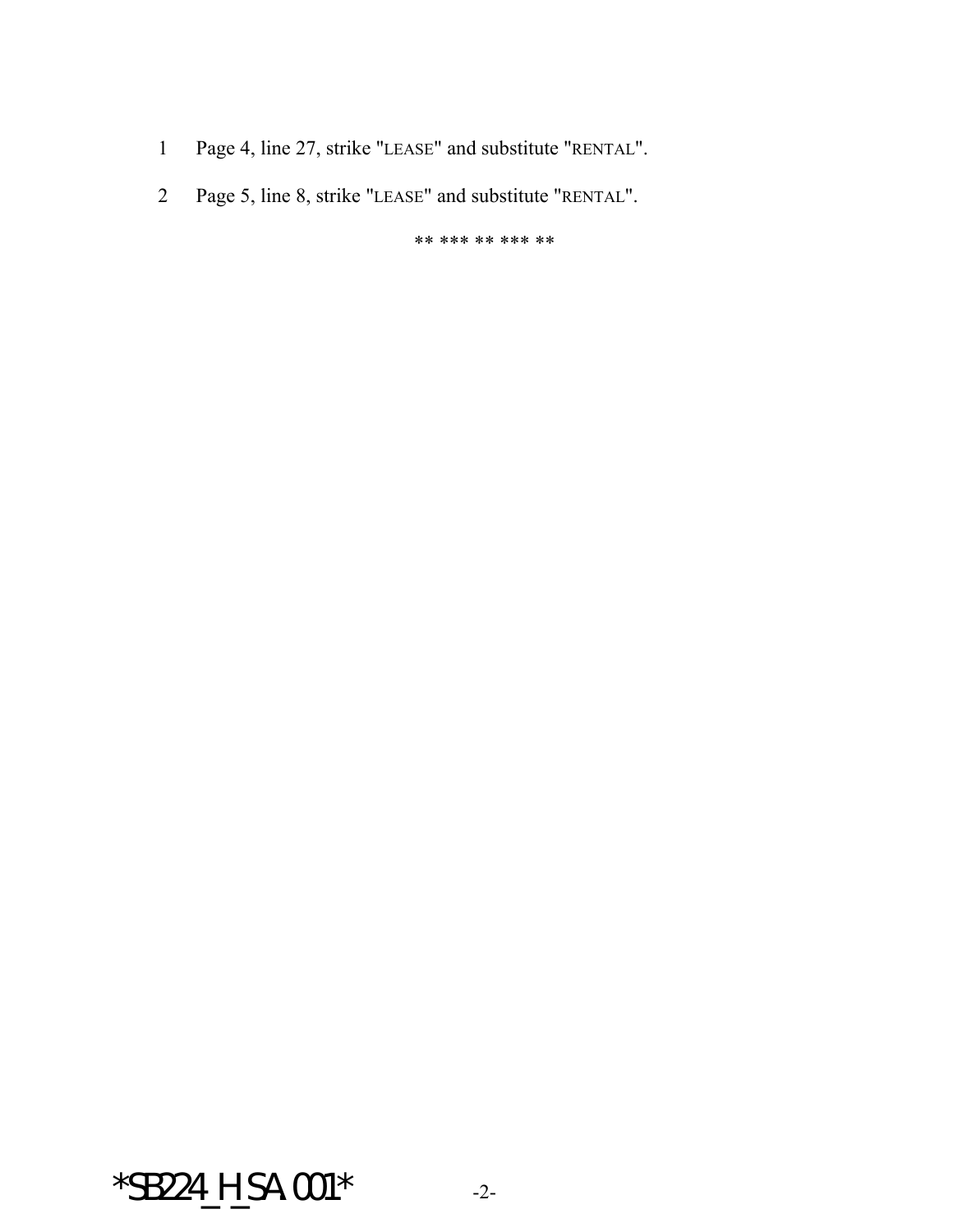1 Page 4, line 27, strike "LEASE" and substitute "RENTAL".

2 Page 5, line 8, strike "LEASE" and substitute "RENTAL".

** *** ** *** **

*SB224_H_SA.001*